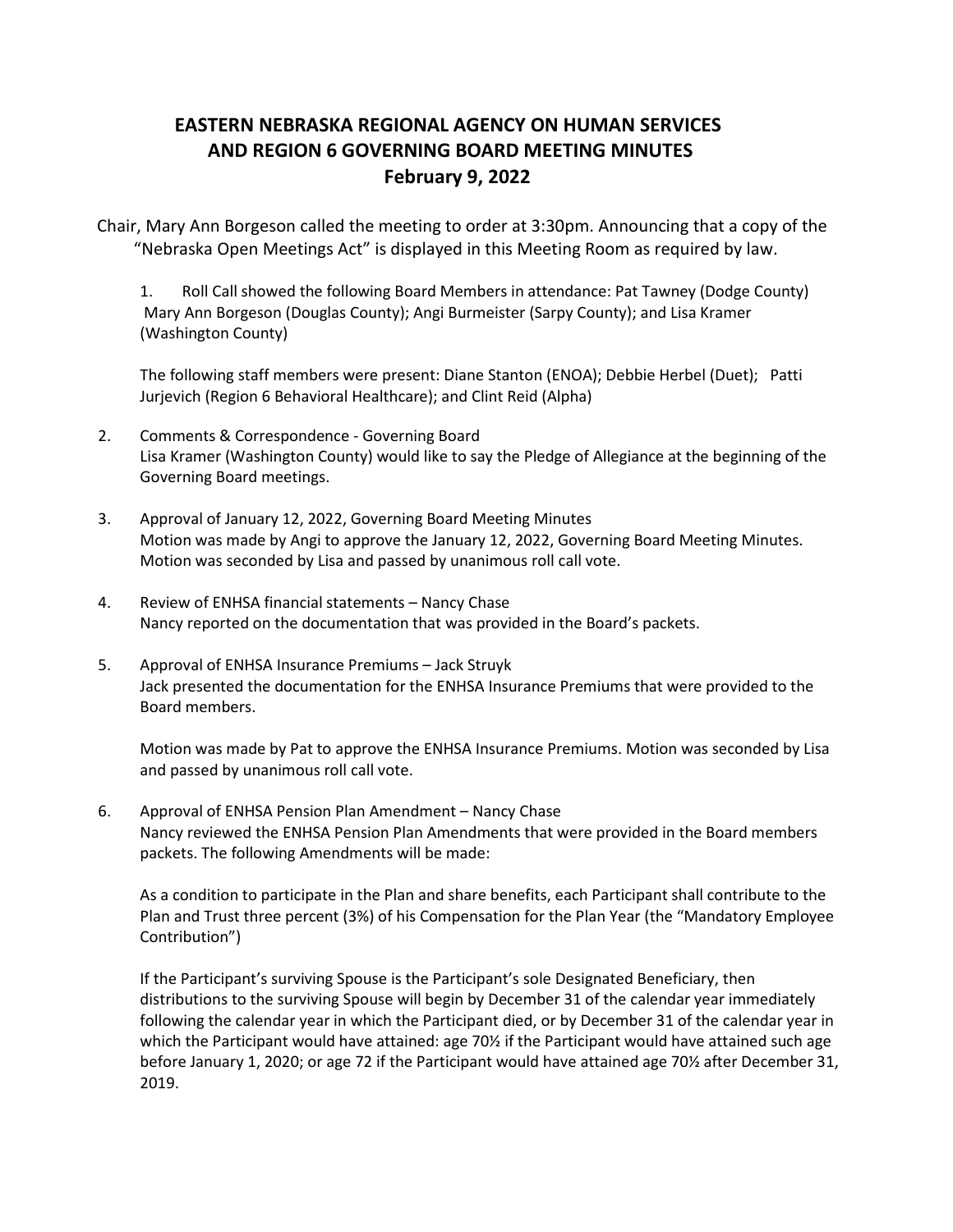# EASTERN NEBRASKA REGIONAL AGENCY ON HUMAN SERVICES AND REGION 6 GOVERNING BOARD MEETING MINUTES February 9, 2022

Chair, Mary Ann Borgeson called the meeting to order at 3:30pm. Announcing that a copy of the "Nebraska Open Meetings Act" is displayed in this Meeting Room as required by law.

1. Roll Call showed the following Board Members in attendance: Pat Tawney (Dodge County) Mary Ann Borgeson (Douglas County); Angi Burmeister (Sarpy County); and Lisa Kramer (Washington County)

   The following staff members were present: Diane Stanton (ENOA); Debbie Herbel (Duet); Patti Jurjevich (Region 6 Behavioral Healthcare); and Clint Reid (Alpha)

2. Comments & Correspondence - Governing Board
   Lisa Kramer (Washington County) would like to say the Pledge of Allegiance at the beginning of the Governing Board meetings.

3. Approval of January 12, 2022, Governing Board Meeting Minutes
   Motion was made by Angi to approve the January 12, 2022, Governing Board Meeting Minutes. Motion was seconded by Lisa and passed by unanimous roll call vote.

4. Review of ENHSA financial statements – Nancy Chase
   Nancy reported on the documentation that was provided in the Board's packets.

5. Approval of ENHSA Insurance Premiums – Jack Struyk
   Jack presented the documentation for the ENHSA Insurance Premiums that were provided to the Board members.

   Motion was made by Pat to approve the ENHSA Insurance Premiums. Motion was seconded by Lisa and passed by unanimous roll call vote.

6. Approval of ENHSA Pension Plan Amendment – Nancy Chase
   Nancy reviewed the ENHSA Pension Plan Amendments that were provided in the Board members packets. The following Amendments will be made:

   As a condition to participate in the Plan and share benefits, each Participant shall contribute to the Plan and Trust three percent (3%) of his Compensation for the Plan Year (the "Mandatory Employee Contribution")

   If the Participant's surviving Spouse is the Participant's sole Designated Beneficiary, then distributions to the surviving Spouse will begin by December 31 of the calendar year immediately following the calendar year in which the Participant died, or by December 31 of the calendar year in which the Participant would have attained: age 70½ if the Participant would have attained such age before January 1, 2020; or age 72 if the Participant would have attained age 70½ after December 31, 2019.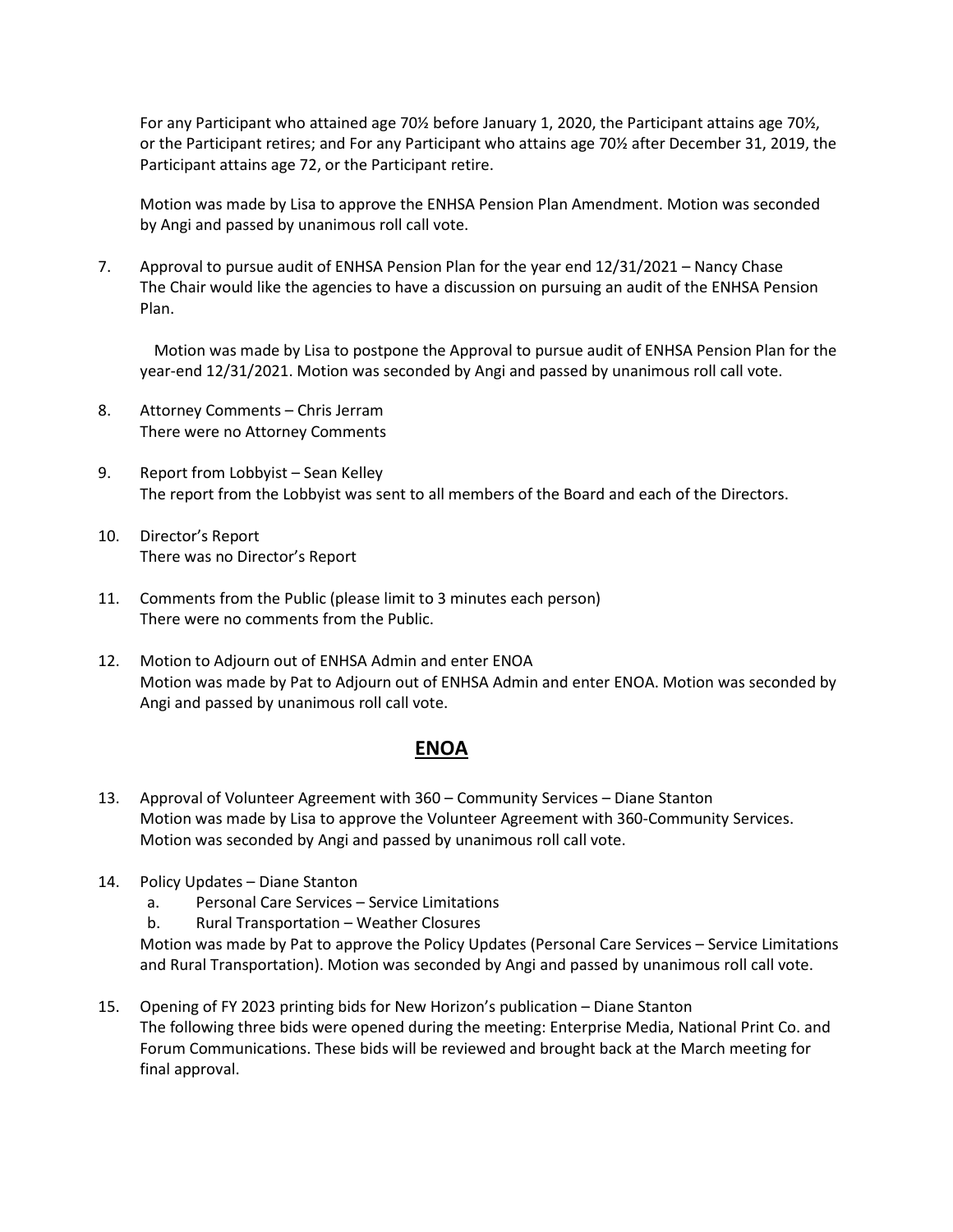For any Participant who attained age 70½ before January 1, 2020, the Participant attains age 70½, or the Participant retires; and For any Participant who attains age 70½ after December 31, 2019, the Participant attains age 72, or the Participant retire.

Motion was made by Lisa to approve the ENHSA Pension Plan Amendment. Motion was seconded by Angi and passed by unanimous roll call vote.

7. Approval to pursue audit of ENHSA Pension Plan for the year end 12/31/2021 – Nancy Chase
   The Chair would like the agencies to have a discussion on pursuing an audit of the ENHSA Pension Plan.

   Motion was made by Lisa to postpone the Approval to pursue audit of ENHSA Pension Plan for the year-end 12/31/2021. Motion was seconded by Angi and passed by unanimous roll call vote.

8. Attorney Comments – Chris Jerram
   There were no Attorney Comments

9. Report from Lobbyist – Sean Kelley
   The report from the Lobbyist was sent to all members of the Board and each of the Directors.

10. Director's Report
    There was no Director's Report

11. Comments from the Public (please limit to 3 minutes each person)
    There were no comments from the Public.

12. Motion to Adjourn out of ENHSA Admin and enter ENOA
    Motion was made by Pat to Adjourn out of ENHSA Admin and enter ENOA. Motion was seconded by Angi and passed by unanimous roll call vote.

## ENOA

13. Approval of Volunteer Agreement with 360 – Community Services – Diane Stanton
    Motion was made by Lisa to approve the Volunteer Agreement with 360-Community Services. Motion was seconded by Angi and passed by unanimous roll call vote.

14. Policy Updates – Diane Stanton
    a. Personal Care Services – Service Limitations
    b. Rural Transportation – Weather Closures

    Motion was made by Pat to approve the Policy Updates (Personal Care Services – Service Limitations and Rural Transportation). Motion was seconded by Angi and passed by unanimous roll call vote.

15. Opening of FY 2023 printing bids for New Horizon's publication – Diane Stanton
    The following three bids were opened during the meeting: Enterprise Media, National Print Co. and Forum Communications. These bids will be reviewed and brought back at the March meeting for final approval.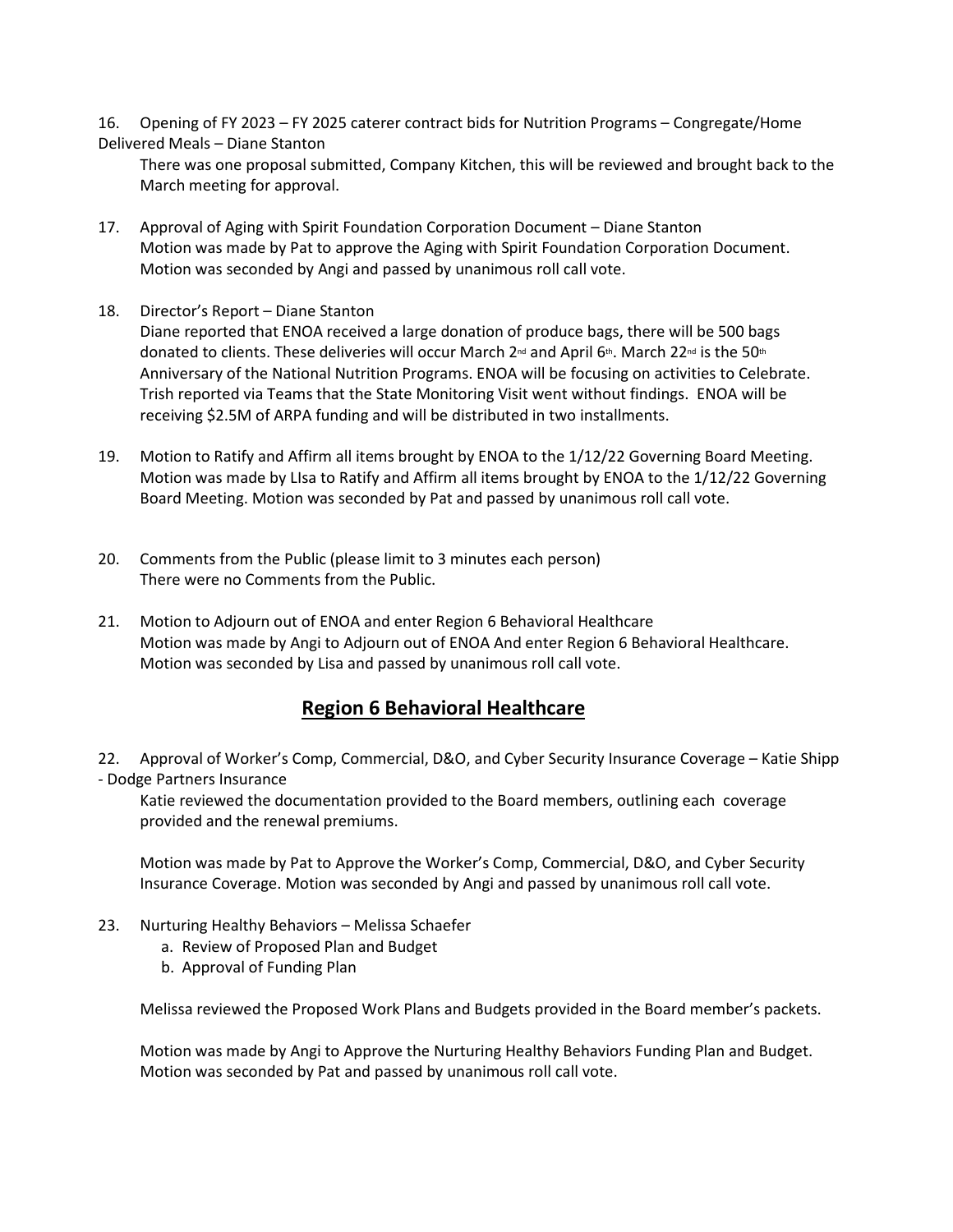16. Opening of FY 2023 – FY 2025 caterer contract bids for Nutrition Programs – Congregate/Home Delivered Meals – Diane Stanton

    There was one proposal submitted, Company Kitchen, this will be reviewed and brought back to the March meeting for approval.

17. Approval of Aging with Spirit Foundation Corporation Document – Diane Stanton

    Motion was made by Pat to approve the Aging with Spirit Foundation Corporation Document. Motion was seconded by Angi and passed by unanimous roll call vote.

18. Director's Report – Diane Stanton

    Diane reported that ENOA received a large donation of produce bags, there will be 500 bags donated to clients. These deliveries will occur March 2nd and April 6th. March 22nd is the 50th Anniversary of the National Nutrition Programs. ENOA will be focusing on activities to Celebrate. Trish reported via Teams that the State Monitoring Visit went without findings. ENOA will be receiving $2.5M of ARPA funding and will be distributed in two installments.

19. Motion to Ratify and Affirm all items brought by ENOA to the 1/12/22 Governing Board Meeting.

    Motion was made by LIsa to Ratify and Affirm all items brought by ENOA to the 1/12/22 Governing Board Meeting. Motion was seconded by Pat and passed by unanimous roll call vote.

20. Comments from the Public (please limit to 3 minutes each person)

    There were no Comments from the Public.

21. Motion to Adjourn out of ENOA and enter Region 6 Behavioral Healthcare

    Motion was made by Angi to Adjourn out of ENOA And enter Region 6 Behavioral Healthcare. Motion was seconded by Lisa and passed by unanimous roll call vote.

## Region 6 Behavioral Healthcare

22. Approval of Worker's Comp, Commercial, D&O, and Cyber Security Insurance Coverage – Katie Shipp - Dodge Partners Insurance

    Katie reviewed the documentation provided to the Board members, outlining each coverage provided and the renewal premiums.

    Motion was made by Pat to Approve the Worker's Comp, Commercial, D&O, and Cyber Security Insurance Coverage. Motion was seconded by Angi and passed by unanimous roll call vote.

23. Nurturing Healthy Behaviors – Melissa Schaefer
    a. Review of Proposed Plan and Budget
    b. Approval of Funding Plan

    Melissa reviewed the Proposed Work Plans and Budgets provided in the Board member's packets.

    Motion was made by Angi to Approve the Nurturing Healthy Behaviors Funding Plan and Budget. Motion was seconded by Pat and passed by unanimous roll call vote.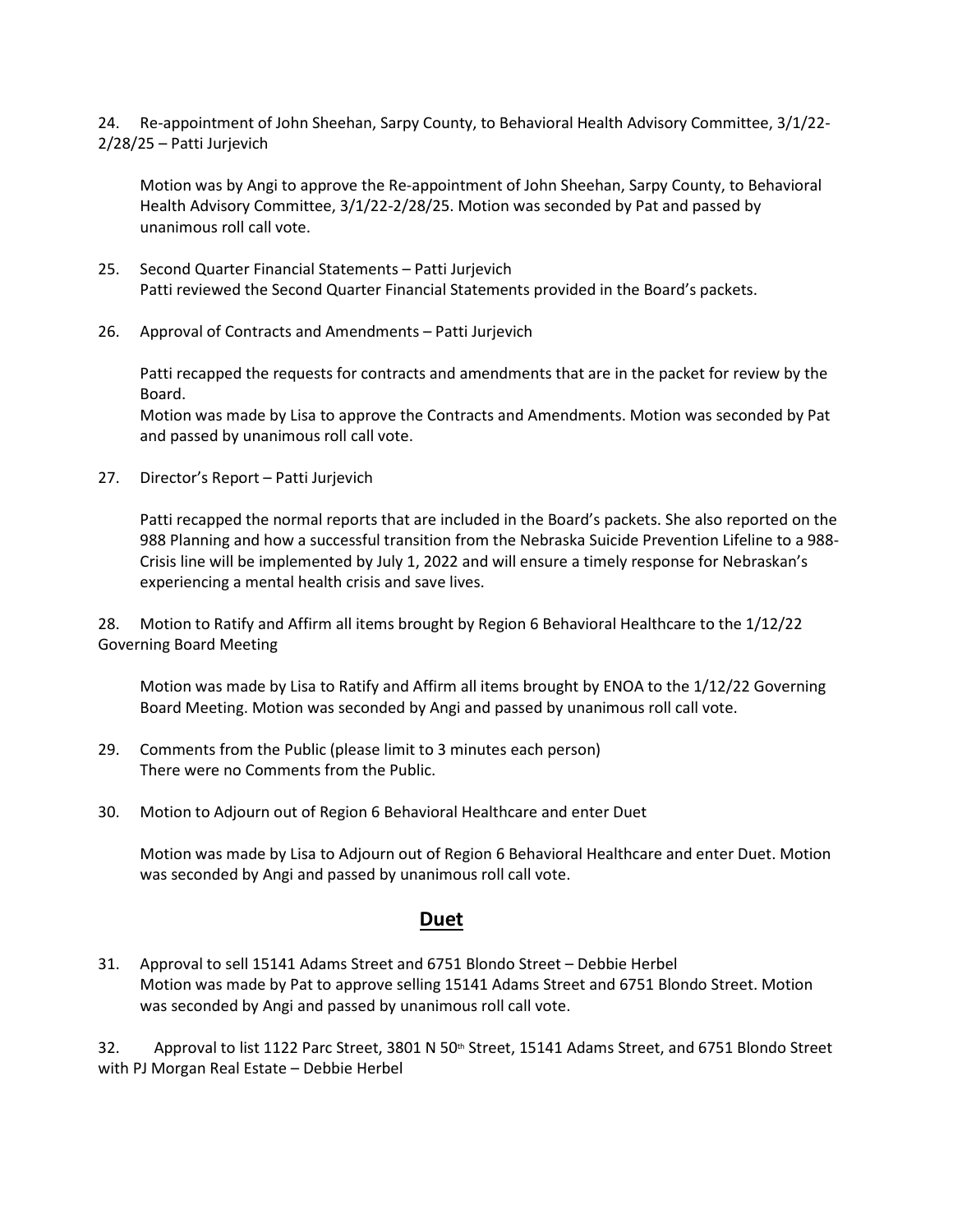24. Re-appointment of John Sheehan, Sarpy County, to Behavioral Health Advisory Committee, 3/1/22-2/28/25 – Patti Jurjevich

Motion was by Angi to approve the Re-appointment of John Sheehan, Sarpy County, to Behavioral Health Advisory Committee, 3/1/22-2/28/25. Motion was seconded by Pat and passed by unanimous roll call vote.

25. Second Quarter Financial Statements – Patti Jurjevich
Patti reviewed the Second Quarter Financial Statements provided in the Board's packets.

26. Approval of Contracts and Amendments – Patti Jurjevich

Patti recapped the requests for contracts and amendments that are in the packet for review by the Board.
Motion was made by Lisa to approve the Contracts and Amendments. Motion was seconded by Pat and passed by unanimous roll call vote.

27. Director's Report – Patti Jurjevich

Patti recapped the normal reports that are included in the Board's packets. She also reported on the 988 Planning and how a successful transition from the Nebraska Suicide Prevention Lifeline to a 988-Crisis line will be implemented by July 1, 2022 and will ensure a timely response for Nebraskan's experiencing a mental health crisis and save lives.

28. Motion to Ratify and Affirm all items brought by Region 6 Behavioral Healthcare to the 1/12/22 Governing Board Meeting

Motion was made by Lisa to Ratify and Affirm all items brought by ENOA to the 1/12/22 Governing Board Meeting. Motion was seconded by Angi and passed by unanimous roll call vote.

29. Comments from the Public (please limit to 3 minutes each person)
There were no Comments from the Public.

30. Motion to Adjourn out of Region 6 Behavioral Healthcare and enter Duet

Motion was made by Lisa to Adjourn out of Region 6 Behavioral Healthcare and enter Duet. Motion was seconded by Angi and passed by unanimous roll call vote.

## Duet

31. Approval to sell 15141 Adams Street and 6751 Blondo Street – Debbie Herbel
Motion was made by Pat to approve selling 15141 Adams Street and 6751 Blondo Street. Motion was seconded by Angi and passed by unanimous roll call vote.

32. Approval to list 1122 Parc Street, 3801 N 50th Street, 15141 Adams Street, and 6751 Blondo Street with PJ Morgan Real Estate – Debbie Herbel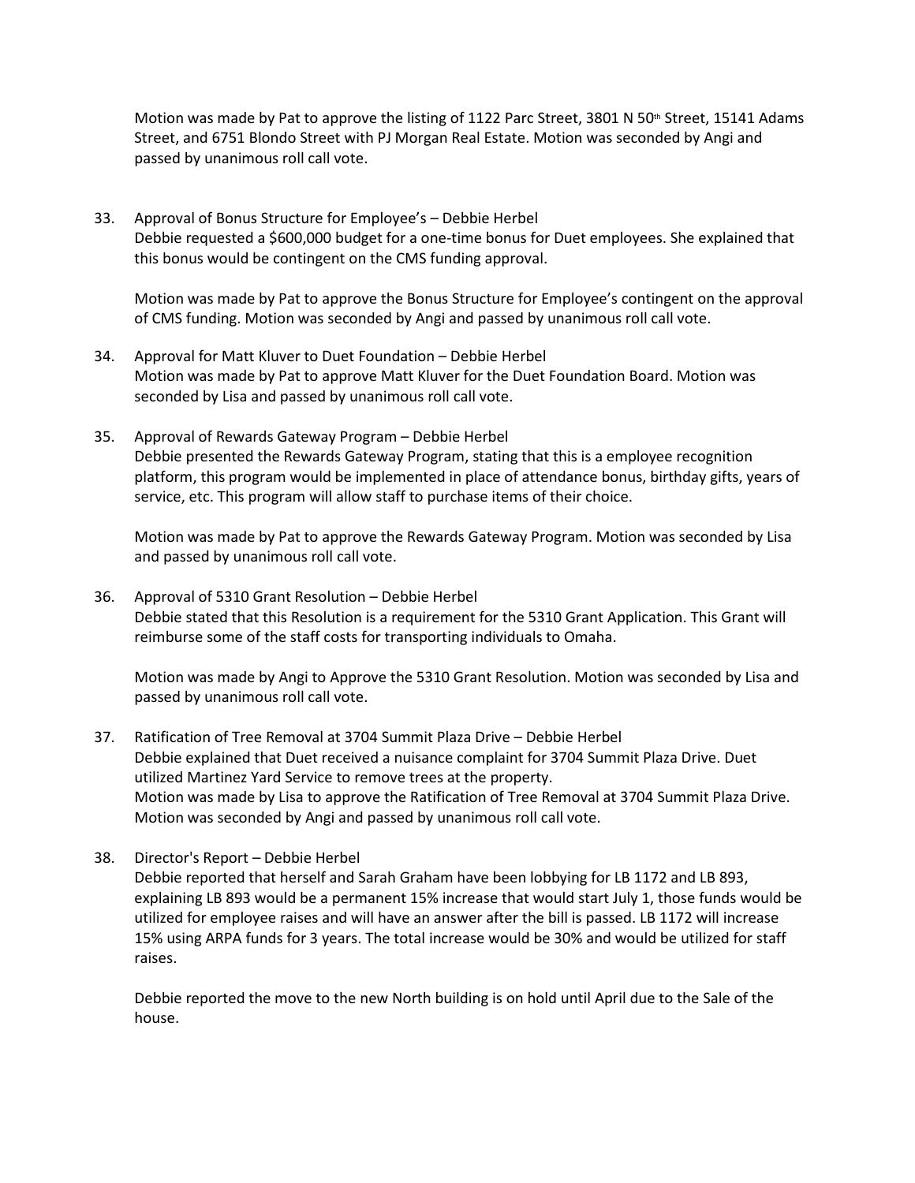Motion was made by Pat to approve the listing of 1122 Parc Street, 3801 N 50th Street, 15141 Adams Street, and 6751 Blondo Street with PJ Morgan Real Estate. Motion was seconded by Angi and passed by unanimous roll call vote.

33. Approval of Bonus Structure for Employee's – Debbie Herbel
    Debbie requested a $600,000 budget for a one-time bonus for Duet employees. She explained that this bonus would be contingent on the CMS funding approval.

    Motion was made by Pat to approve the Bonus Structure for Employee's contingent on the approval of CMS funding. Motion was seconded by Angi and passed by unanimous roll call vote.

34. Approval for Matt Kluver to Duet Foundation – Debbie Herbel
    Motion was made by Pat to approve Matt Kluver for the Duet Foundation Board. Motion was seconded by Lisa and passed by unanimous roll call vote.

35. Approval of Rewards Gateway Program – Debbie Herbel
    Debbie presented the Rewards Gateway Program, stating that this is a employee recognition platform, this program would be implemented in place of attendance bonus, birthday gifts, years of service, etc. This program will allow staff to purchase items of their choice.

    Motion was made by Pat to approve the Rewards Gateway Program. Motion was seconded by Lisa and passed by unanimous roll call vote.

36. Approval of 5310 Grant Resolution – Debbie Herbel
    Debbie stated that this Resolution is a requirement for the 5310 Grant Application. This Grant will reimburse some of the staff costs for transporting individuals to Omaha.

    Motion was made by Angi to Approve the 5310 Grant Resolution. Motion was seconded by Lisa and passed by unanimous roll call vote.

37. Ratification of Tree Removal at 3704 Summit Plaza Drive – Debbie Herbel
    Debbie explained that Duet received a nuisance complaint for 3704 Summit Plaza Drive. Duet utilized Martinez Yard Service to remove trees at the property.
    Motion was made by Lisa to approve the Ratification of Tree Removal at 3704 Summit Plaza Drive. Motion was seconded by Angi and passed by unanimous roll call vote.

38. Director's Report – Debbie Herbel
    Debbie reported that herself and Sarah Graham have been lobbying for LB 1172 and LB 893, explaining LB 893 would be a permanent 15% increase that would start July 1, those funds would be utilized for employee raises and will have an answer after the bill is passed. LB 1172 will increase 15% using ARPA funds for 3 years. The total increase would be 30% and would be utilized for staff raises.

    Debbie reported the move to the new North building is on hold until April due to the Sale of the house.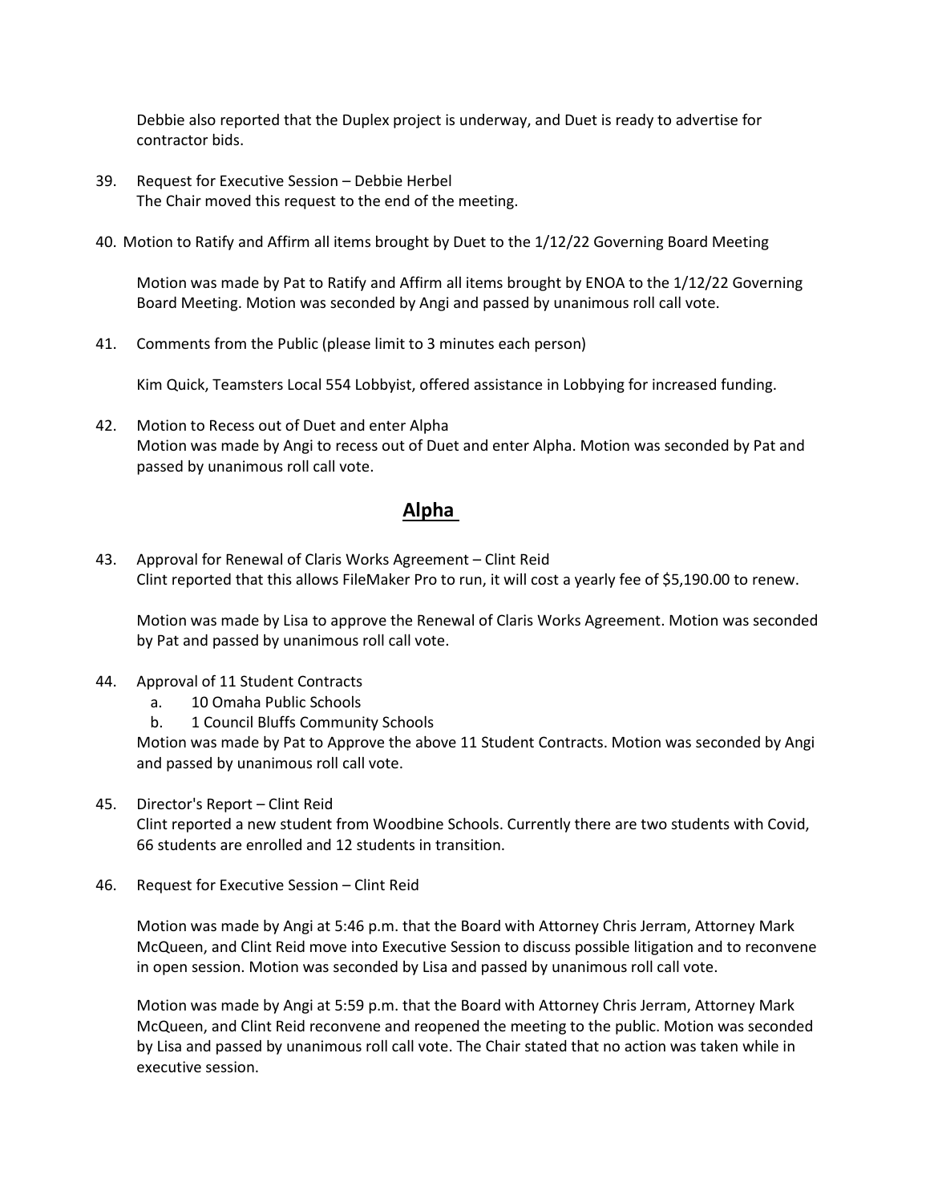Debbie also reported that the Duplex project is underway, and Duet is ready to advertise for contractor bids.

39. Request for Executive Session – Debbie Herbel
    The Chair moved this request to the end of the meeting.

40. Motion to Ratify and Affirm all items brought by Duet to the 1/12/22 Governing Board Meeting

    Motion was made by Pat to Ratify and Affirm all items brought by ENOA to the 1/12/22 Governing Board Meeting. Motion was seconded by Angi and passed by unanimous roll call vote.

41. Comments from the Public (please limit to 3 minutes each person)

    Kim Quick, Teamsters Local 554 Lobbyist, offered assistance in Lobbying for increased funding.

42. Motion to Recess out of Duet and enter Alpha
    Motion was made by Angi to recess out of Duet and enter Alpha. Motion was seconded by Pat and passed by unanimous roll call vote.

## Alpha

43. Approval for Renewal of Claris Works Agreement – Clint Reid
    Clint reported that this allows FileMaker Pro to run, it will cost a yearly fee of $5,190.00 to renew.

    Motion was made by Lisa to approve the Renewal of Claris Works Agreement. Motion was seconded by Pat and passed by unanimous roll call vote.

44. Approval of 11 Student Contracts
    a. 10 Omaha Public Schools
    b. 1 Council Bluffs Community Schools

    Motion was made by Pat to Approve the above 11 Student Contracts. Motion was seconded by Angi and passed by unanimous roll call vote.

45. Director's Report – Clint Reid
    Clint reported a new student from Woodbine Schools. Currently there are two students with Covid, 66 students are enrolled and 12 students in transition.

46. Request for Executive Session – Clint Reid

    Motion was made by Angi at 5:46 p.m. that the Board with Attorney Chris Jerram, Attorney Mark McQueen, and Clint Reid move into Executive Session to discuss possible litigation and to reconvene in open session. Motion was seconded by Lisa and passed by unanimous roll call vote.

    Motion was made by Angi at 5:59 p.m. that the Board with Attorney Chris Jerram, Attorney Mark McQueen, and Clint Reid reconvene and reopened the meeting to the public. Motion was seconded by Lisa and passed by unanimous roll call vote. The Chair stated that no action was taken while in executive session.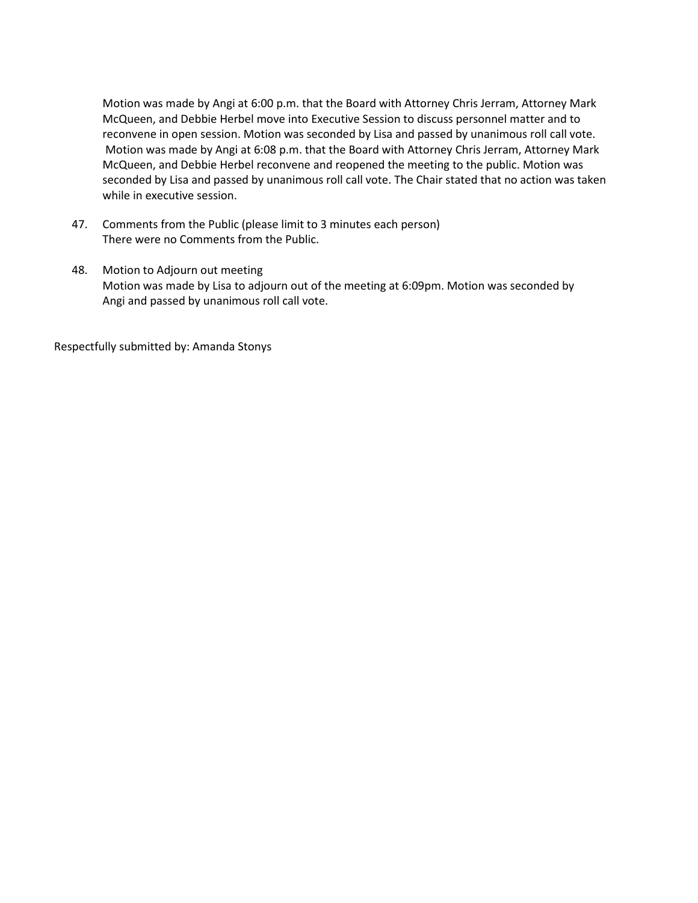Motion was made by Angi at 6:00 p.m. that the Board with Attorney Chris Jerram, Attorney Mark McQueen, and Debbie Herbel move into Executive Session to discuss personnel matter and to reconvene in open session. Motion was seconded by Lisa and passed by unanimous roll call vote. Motion was made by Angi at 6:08 p.m. that the Board with Attorney Chris Jerram, Attorney Mark McQueen, and Debbie Herbel reconvene and reopened the meeting to the public. Motion was seconded by Lisa and passed by unanimous roll call vote. The Chair stated that no action was taken while in executive session.

47. Comments from the Public (please limit to 3 minutes each person)
    There were no Comments from the Public.

48. Motion to Adjourn out meeting
    Motion was made by Lisa to adjourn out of the meeting at 6:09pm. Motion was seconded by Angi and passed by unanimous roll call vote.

Respectfully submitted by: Amanda Stonys